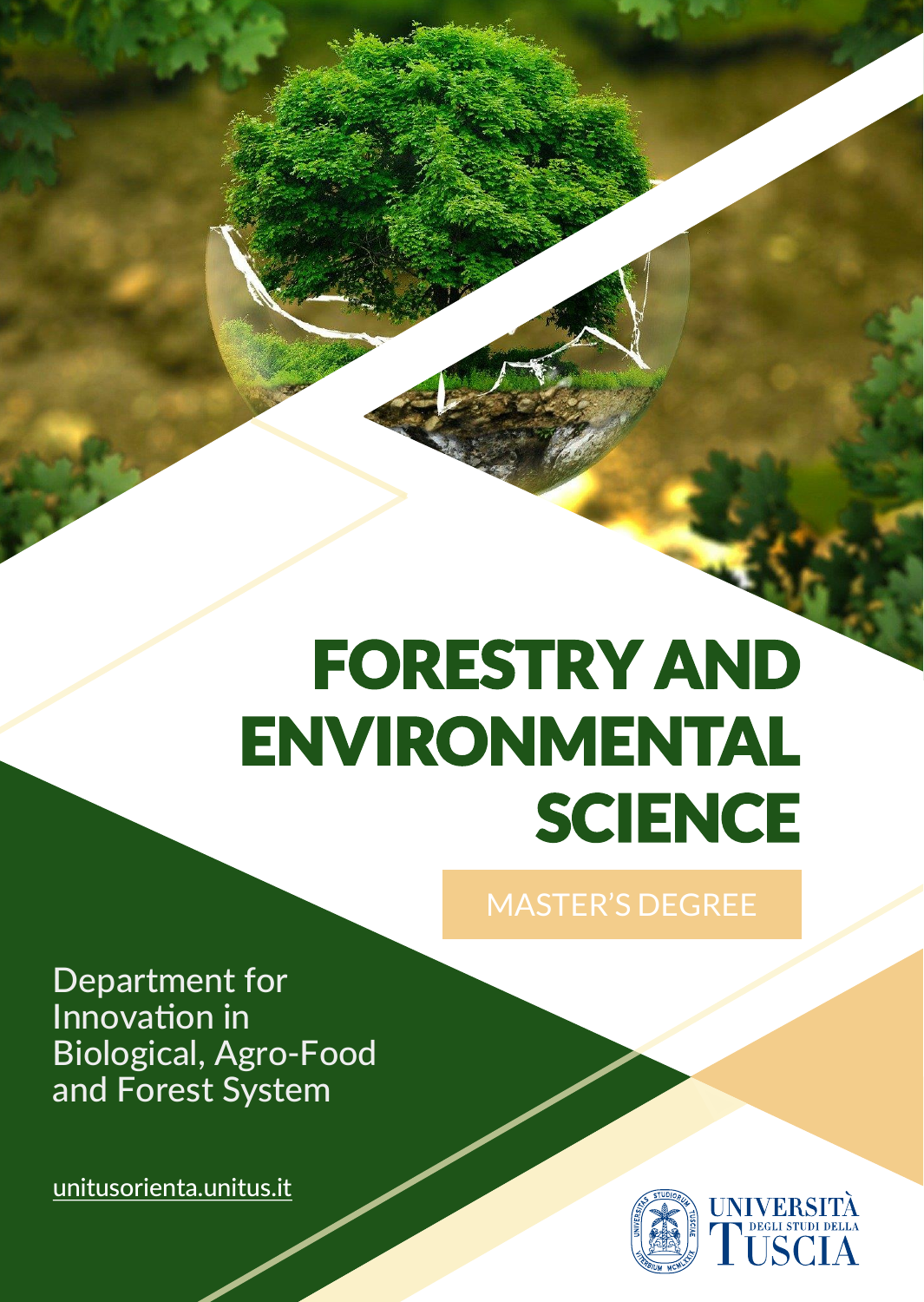# FORESTRY AND ENVIRONMENTAL SCIENCE

MASTER'S DEGREE

Department for Innovation in Biological, Agro-Food and Forest System

unitusorienta.unitus.it

UNIVERSITÀ DEGLI STUDI DELLA TUSCIA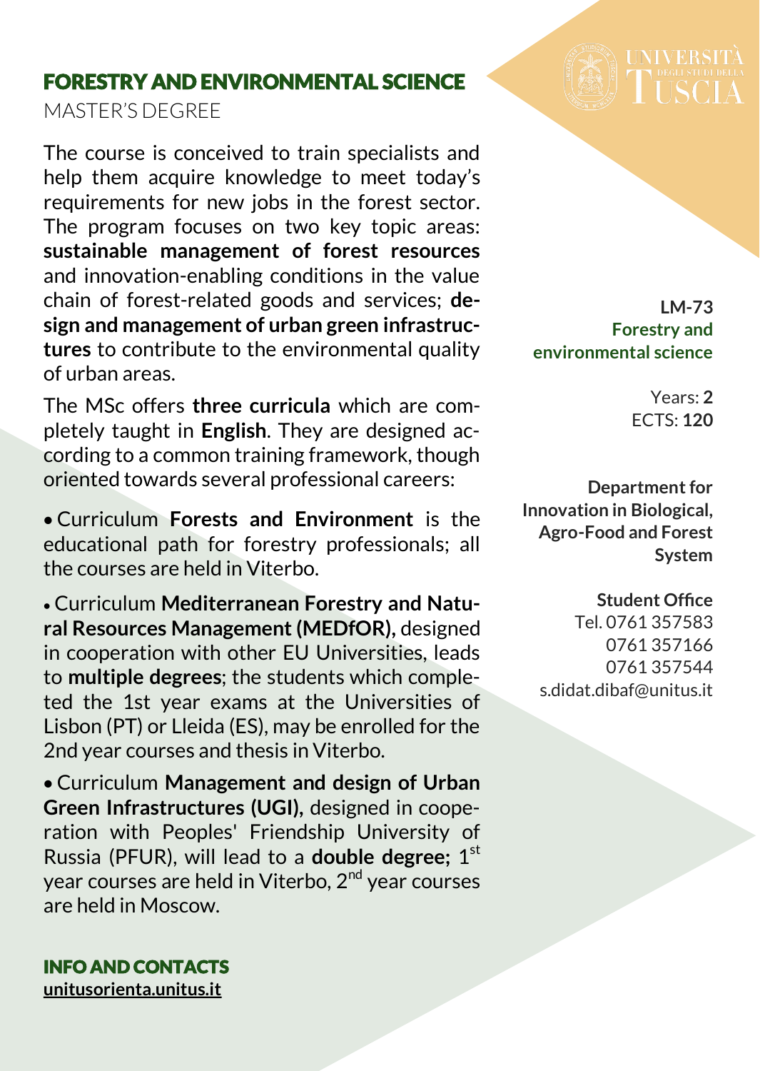# FORESTRY AND ENVIRONMENTAL SCIENCE

MASTER'S DEGREE

The course is conceived to train specialists and help them acquire knowledge to meet today's requirements for new jobs in the forest sector. The program focuses on two key topic areas: **sustainable management of forest resources** and innovation-enabling conditions in the value chain of forest-related goods and services; **design and management of urban green infrastructures** to contribute to the environmental quality of urban areas.

The MSc offers **three curricula** which are completely taught in **English**. They are designed according to a common training framework, though oriented towards several professional careers:

- Curriculum **Forests and Environment** is the educational path for forestry professionals; all the courses are held in Viterbo.
- Curriculum **Mediterranean Forestry and Natural Resources Management (MEDfOR),** designed in cooperation with other EU Universities, leads to **multiple degrees**; the students which completed the 1st year exams at the Universities of Lisbon (PT) or Lleida (ES), may be enrolled for the 2nd year courses and thesis in Viterbo.
- Curriculum **Management and design of Urban Green Infrastructures (UGI),** designed in cooperation with Peoples' Friendship University of Russia (PFUR), will lead to a **double degree;** 1st year courses are held in Viterbo, 2nd year courses are held in Moscow.

**LM-73**
**Forestry and environmental science**

Years: **2**
ECTS: **120**

**Department for Innovation in Biological, Agro-Food and Forest System**

**Student Office**
Tel. 0761 357583
0761 357166
0761 357544
s.didat.dibaf@unitus.it

## INFO AND CONTACTS

**unitusorienta.unitus.it**